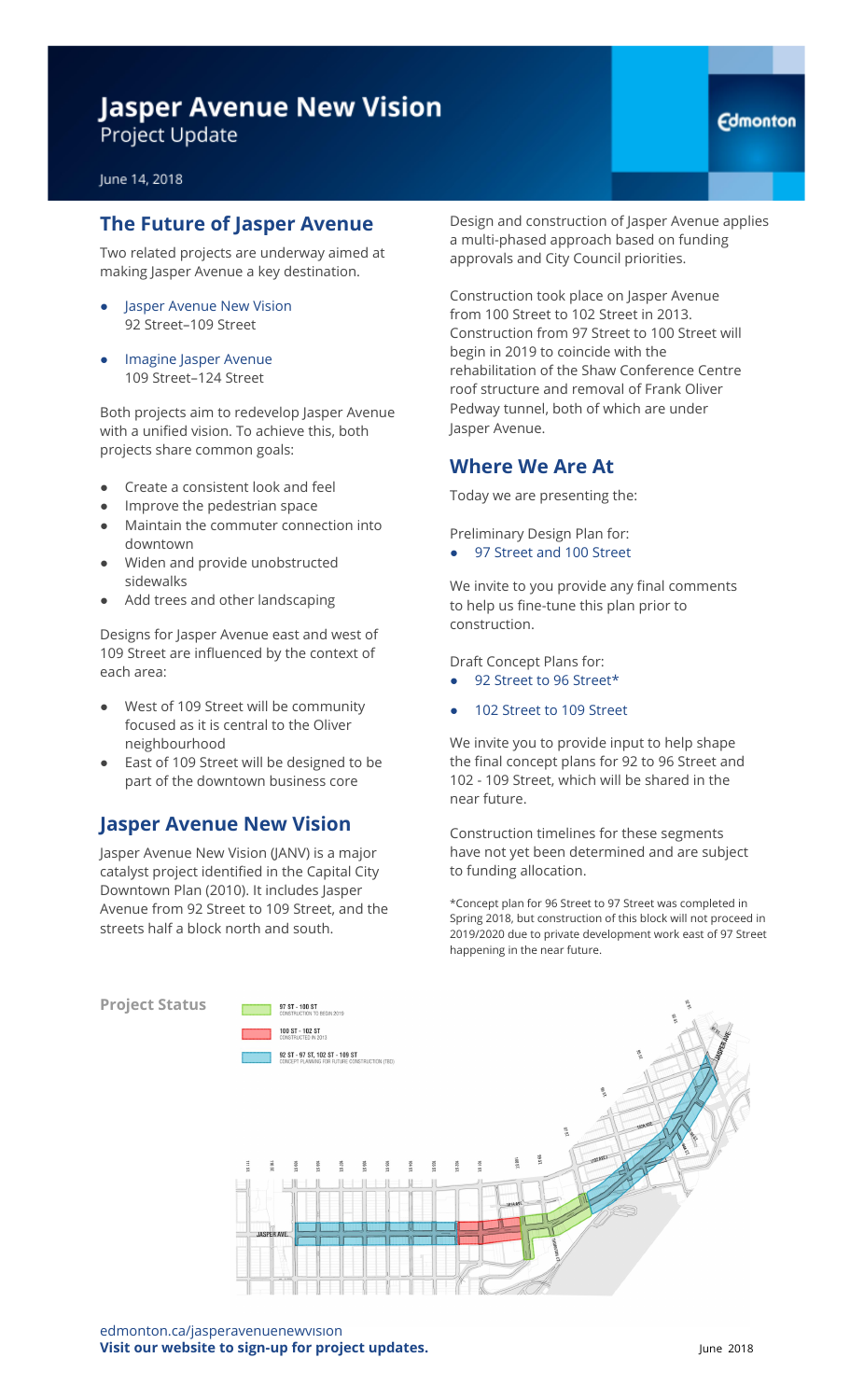# Jasper Avenue New Vision

Project Update

June 14, 2018

## The Future of Jasper Avenue

Two related projects are underway aimed at making Jasper Avenue a key destination.

- Jasper Avenue New Vision
  92 Street–109 Street
- Imagine Jasper Avenue
  109 Street–124 Street

Both projects aim to redevelop Jasper Avenue with a unified vision. To achieve this, both projects share common goals:

- Create a consistent look and feel
- Improve the pedestrian space
- Maintain the commuter connection into downtown
- Widen and provide unobstructed sidewalks
- Add trees and other landscaping

Designs for Jasper Avenue east and west of 109 Street are influenced by the context of each area:

- West of 109 Street will be community focused as it is central to the Oliver neighbourhood
- East of 109 Street will be designed to be part of the downtown business core

## Jasper Avenue New Vision

Jasper Avenue New Vision (JANV) is a major catalyst project identified in the Capital City Downtown Plan (2010). It includes Jasper Avenue from 92 Street to 109 Street, and the streets half a block north and south.

Design and construction of Jasper Avenue applies a multi-phased approach based on funding approvals and City Council priorities.

Construction took place on Jasper Avenue from 100 Street to 102 Street in 2013. Construction from 97 Street to 100 Street will begin in 2019 to coincide with the rehabilitation of the Shaw Conference Centre roof structure and removal of Frank Oliver Pedway tunnel, both of which are under Jasper Avenue.

## Where We Are At

Today we are presenting the:

Preliminary Design Plan for:

- 97 Street and 100 Street

We invite to you provide any final comments to help us fine-tune this plan prior to construction.

Draft Concept Plans for:

- 92 Street to 96 Street*
- 102 Street to 109 Street

We invite you to provide input to help shape the final concept plans for 92 to 96 Street and 102 - 109 Street, which will be shared in the near future.

Construction timelines for these segments have not yet been determined and are subject to funding allocation.

*Concept plan for 96 Street to 97 Street was completed in Spring 2018, but construction of this block will not proceed in 2019/2020 due to private development work east of 97 Street happening in the near future.

**Project Status**

- 97 ST - 100 ST: CONSTRUCTION TO BEGIN 2019
- 100 ST - 102 ST: CONSTRUCTED IN 2013
- 92 ST - 97 ST, 102 ST - 109 ST: CONCEPT PLANNING FOR FUTURE CONSTRUCTION (TBD)

edmonton.ca/jasperavenuenewvision
**Visit our website to sign-up for project updates.**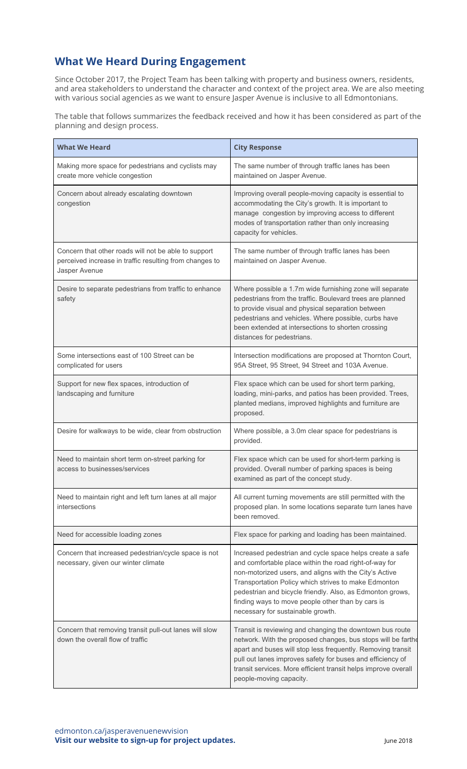## What We Heard During Engagement

Since October 2017, the Project Team has been talking with property and business owners, residents, and area stakeholders to understand the character and context of the project area. We are also meeting with various social agencies as we want to ensure Jasper Avenue is inclusive to all Edmontonians.

The table that follows summarizes the feedback received and how it has been considered as part of the planning and design process.

| What We Heard | City Response |
|---|---|
| Making more space for pedestrians and cyclists may create more vehicle congestion | The same number of through traffic lanes has been maintained on Jasper Avenue. |
| Concern about already escalating downtown congestion | Improving overall people-moving capacity is essential to accommodating the City's growth. It is important to manage congestion by improving access to different modes of transportation rather than only increasing capacity for vehicles. |
| Concern that other roads will not be able to support perceived increase in traffic resulting from changes to Jasper Avenue | The same number of through traffic lanes has been maintained on Jasper Avenue. |
| Desire to separate pedestrians from traffic to enhance safety | Where possible a 1.7m wide furnishing zone will separate pedestrians from the traffic. Boulevard trees are planned to provide visual and physical separation between pedestrians and vehicles. Where possible, curbs have been extended at intersections to shorten crossing distances for pedestrians. |
| Some intersections east of 100 Street can be complicated for users | Intersection modifications are proposed at Thornton Court, 95A Street, 95 Street, 94 Street and 103A Avenue. |
| Support for new flex spaces, introduction of landscaping and furniture | Flex space which can be used for short term parking, loading, mini-parks, and patios has been provided. Trees, planted medians, improved highlights and furniture are proposed. |
| Desire for walkways to be wide, clear from obstruction | Where possible, a 3.0m clear space for pedestrians is provided. |
| Need to maintain short term on-street parking for access to businesses/services | Flex space which can be used for short-term parking is provided. Overall number of parking spaces is being examined as part of the concept study. |
| Need to maintain right and left turn lanes at all major intersections | All current turning movements are still permitted with the proposed plan. In some locations separate turn lanes have been removed. |
| Need for accessible loading zones | Flex space for parking and loading has been maintained. |
| Concern that increased pedestrian/cycle space is not necessary, given our winter climate | Increased pedestrian and cycle space helps create a safe and comfortable place within the road right-of-way for non-motorized users, and aligns with the City's Active Transportation Policy which strives to make Edmonton pedestrian and bicycle friendly. Also, as Edmonton grows, finding ways to move people other than by cars is necessary for sustainable growth. |
| Concern that removing transit pull-out lanes will slow down the overall flow of traffic | Transit is reviewing and changing the downtown bus route network. With the proposed changes, bus stops will be farther apart and buses will stop less frequently. Removing transit pull out lanes improves safety for buses and efficiency of transit services. More efficient transit helps improve overall people-moving capacity. |

edmonton.ca/jasperavenuenewvision
**Visit our website to sign-up for project updates.**

June 2018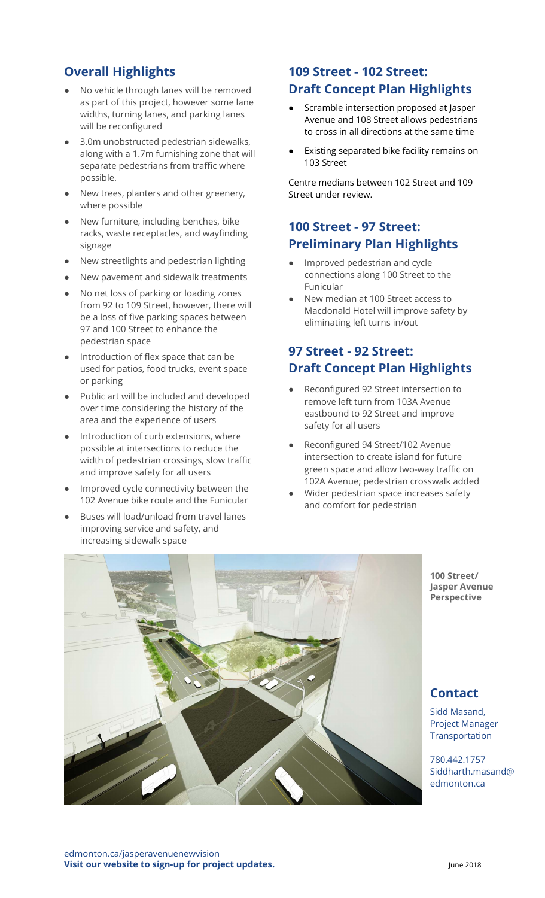## Overall Highlights

- No vehicle through lanes will be removed as part of this project, however some lane widths, turning lanes, and parking lanes will be reconfigured
- 3.0m unobstructed pedestrian sidewalks, along with a 1.7m furnishing zone that will separate pedestrians from traffic where possible.
- New trees, planters and other greenery, where possible
- New furniture, including benches, bike racks, waste receptacles, and wayfinding signage
- New streetlights and pedestrian lighting
- New pavement and sidewalk treatments
- No net loss of parking or loading zones from 92 to 109 Street, however, there will be a loss of five parking spaces between 97 and 100 Street to enhance the pedestrian space
- Introduction of flex space that can be used for patios, food trucks, event space or parking
- Public art will be included and developed over time considering the history of the area and the experience of users
- Introduction of curb extensions, where possible at intersections to reduce the width of pedestrian crossings, slow traffic and improve safety for all users
- Improved cycle connectivity between the 102 Avenue bike route and the Funicular
- Buses will load/unload from travel lanes improving service and safety, and increasing sidewalk space

## 109 Street - 102 Street: Draft Concept Plan Highlights

- Scramble intersection proposed at Jasper Avenue and 108 Street allows pedestrians to cross in all directions at the same time
- Existing separated bike facility remains on 103 Street

Centre medians between 102 Street and 109 Street under review.

## 100 Street - 97 Street: Preliminary Plan Highlights

- Improved pedestrian and cycle connections along 100 Street to the Funicular
- New median at 100 Street access to Macdonald Hotel will improve safety by eliminating left turns in/out

## 97 Street - 92 Street: Draft Concept Plan Highlights

- Reconfigured 92 Street intersection to remove left turn from 103A Avenue eastbound to 92 Street and improve safety for all users
- Reconfigured 94 Street/102 Avenue intersection to create island for future green space and allow two-way traffic on 102A Avenue; pedestrian crosswalk added
- Wider pedestrian space increases safety and comfort for pedestrian

**100 Street/ Jasper Avenue Perspective**

## Contact

Sidd Masand,
Project Manager
Transportation

780.442.1757
Siddharth.masand@edmonton.ca

edmonton.ca/jasperavenuenewvision
**Visit our website to sign-up for project updates.**

June 2018